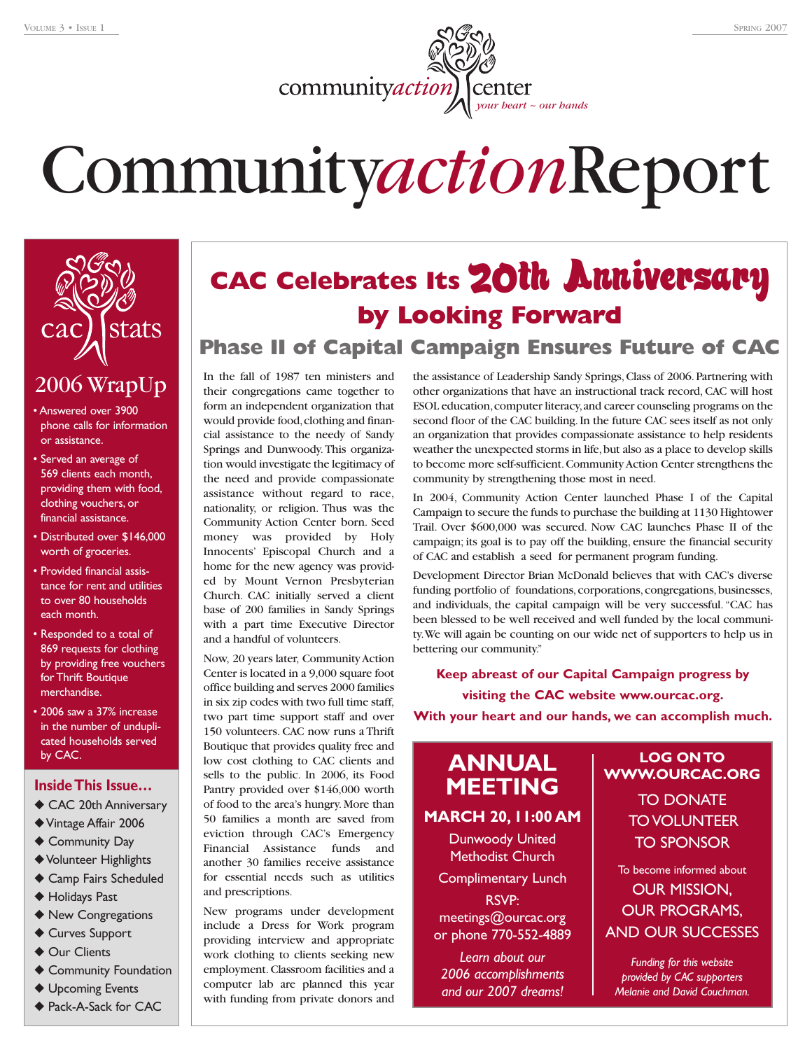communityaction center

*your heart ~ our hands*

# CommunityactionReport

## CAC Celebrates Its 20th Anniversary by Looking Forward

### Phase II of Capital Campaign Ensures Future of CAC

In the fall of 1987 ten ministers and their congregations came together to form an independent organization that would provide food, clothing and financial assistance to the needy of Sandy Springs and Dunwoody. This organization would investigate the legitimacy of the need and provide compassionate assistance without regard to race, nationality, or religion. Thus was the Community Action Center born. Seed money was provided by Holy Innocents' Episcopal Church and a home for the new agency was provided by Mount Vernon Presbyterian Church. CAC initially served a client base of 200 families in Sandy Springs with a part time Executive Director and a handful of volunteers.

Now, 20 years later, Community Action Center is located in a 9,000 square foot office building and serves 2000 families in six zip codes with two full time staff, two part time support staff and over 150 volunteers. CAC now runs a Thrift Boutique that provides quality free and low cost clothing to CAC clients and sells to the public. In 2006, its Food Pantry provided over $146,000 worth of food to the area's hungry. More than 50 families a month are saved from eviction through CAC's Emergency Financial Assistance funds and another 30 families receive assistance for essential needs such as utilities and prescriptions.

New programs under development include a Dress for Work program providing interview and appropriate work clothing to clients seeking new employment. Classroom facilities and a computer lab are planned this year with funding from private donors and the assistance of Leadership Sandy Springs, Class of 2006. Partnering with other organizations that have an instructional track record, CAC will host ESOL education, computer literacy, and career counseling programs on the second floor of the CAC building. In the future CAC sees itself as not only an organization that provides compassionate assistance to help residents weather the unexpected storms in life, but also as a place to develop skills to become more self-sufficient. Community Action Center strengthens the community by strengthening those most in need.

In 2004, Community Action Center launched Phase I of the Capital Campaign to secure the funds to purchase the building at 1130 Hightower Trail. Over $600,000 was secured. Now CAC launches Phase II of the campaign; its goal is to pay off the building, ensure the financial security of CAC and establish a seed for permanent program funding.

Development Director Brian McDonald believes that with CAC's diverse funding portfolio of foundations, corporations, congregations, businesses, and individuals, the capital campaign will be very successful. "CAC has been blessed to be well received and well funded by the local community. We will again be counting on our wide net of supporters to help us in bettering our community."

**Keep abreast of our Capital Campaign progress by visiting the CAC website www.ourcac.org.**

**With your heart and our hands, we can accomplish much.**

---

## ANNUAL MEETING

**MARCH 20, 11:00 AM**

Dunwoody United Methodist Church

Complimentary Lunch

RSVP: meetings@ourcac.org or phone 770-552-4889

*Learn about our 2006 accomplishments and our 2007 dreams!*

---

**LOG ON TO WWW.OURCAC.ORG**

TO DONATE
TO VOLUNTEER
TO SPONSOR

To become informed about
OUR MISSION,
OUR PROGRAMS,
AND OUR SUCCESSES

*Funding for this website provided by CAC supporters Melanie and David Couchman.*

---

## cac stats

### 2006 WrapUp

- Answered over 3900 phone calls for information or assistance.
- Served an average of 569 clients each month, providing them with food, clothing vouchers, or financial assistance.
- Distributed over $146,000 worth of groceries.
- Provided financial assistance for rent and utilities to over 80 households each month.
- Responded to a total of 869 requests for clothing by providing free vouchers for Thrift Boutique merchandise.
- 2006 saw a 37% increase in the number of unduplicated households served by CAC.

### Inside This Issue…

- CAC 20th Anniversary
- Vintage Affair 2006
- Community Day
- Volunteer Highlights
- Camp Fairs Scheduled
- Holidays Past
- New Congregations
- Curves Support
- Our Clients
- Community Foundation
- Upcoming Events
- Pack-A-Sack for CAC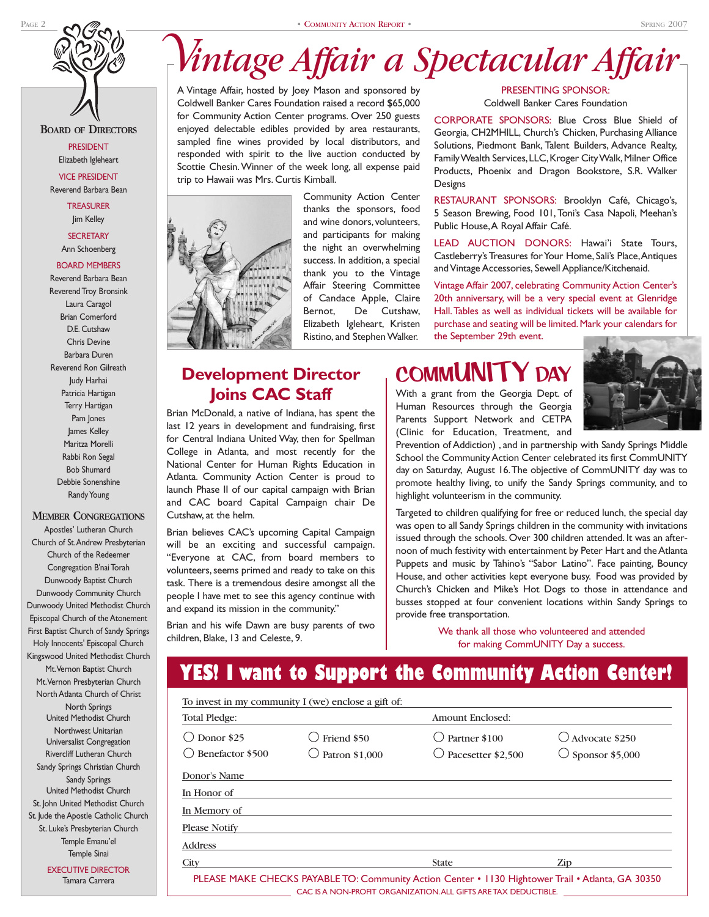# Vintage Affair a Spectacular Affair

A Vintage Affair, hosted by Joey Mason and sponsored by Coldwell Banker Cares Foundation raised a record $65,000 for Community Action Center programs. Over 250 guests enjoyed delectable edibles provided by area restaurants, sampled fine wines provided by local distributors, and responded with spirit to the live auction conducted by Scottie Chesin. Winner of the week long, all expense paid trip to Hawaii was Mrs. Curtis Kimball.

Community Action Center thanks the sponsors, food and wine donors, volunteers, and participants for making the night an overwhelming success. In addition, a special thank you to the Vintage Affair Steering Committee of Candace Apple, Claire Bernot, De Cutshaw, Elizabeth Igleheart, Kristen Ristino, and Stephen Walker.

PRESENTING SPONSOR:
Coldwell Banker Cares Foundation

CORPORATE SPONSORS: Blue Cross Blue Shield of Georgia, CH2MHILL, Church's Chicken, Purchasing Alliance Solutions, Piedmont Bank, Talent Builders, Advance Realty, Family Wealth Services, LLC, Kroger City Walk, Milner Office Products, Phoenix and Dragon Bookstore, S.R. Walker Designs

RESTAURANT SPONSORS: Brooklyn Café, Chicago's, 5 Season Brewing, Food 101, Toni's Casa Napoli, Meehan's Public House, A Royal Affair Café.

LEAD AUCTION DONORS: Hawai'i State Tours, Castleberry's Treasures for Your Home, Sali's Place, Antiques and Vintage Accessories, Sewell Appliance/Kitchenaid.

Vintage Affair 2007, celebrating Community Action Center's 20th anniversary, will be a very special event at Glenridge Hall. Tables as well as individual tickets will be available for purchase and seating will be limited. Mark your calendars for the September 29th event.

## Development Director Joins CAC Staff

Brian McDonald, a native of Indiana, has spent the last 12 years in development and fundraising, first for Central Indiana United Way, then for Spellman College in Atlanta, and most recently for the National Center for Human Rights Education in Atlanta. Community Action Center is proud to launch Phase II of our capital campaign with Brian and CAC board Capital Campaign chair De Cutshaw, at the helm.

Brian believes CAC's upcoming Capital Campaign will be an exciting and successful campaign. "Everyone at CAC, from board members to volunteers, seems primed and ready to take on this task. There is a tremendous desire amongst all the people I have met to see this agency continue with and expand its mission in the community."

Brian and his wife Dawn are busy parents of two children, Blake, 13 and Celeste, 9.

## CommUNITY Day

With a grant from the Georgia Dept. of Human Resources through the Georgia Parents Support Network and CETPA (Clinic for Education, Treatment, and Prevention of Addiction) , and in partnership with Sandy Springs Middle School the Community Action Center celebrated its first CommUNITY day on Saturday, August 16. The objective of CommUNITY day was to promote healthy living, to unify the Sandy Springs community, and to highlight volunteerism in the community.

Targeted to children qualifying for free or reduced lunch, the special day was open to all Sandy Springs children in the community with invitations issued through the schools. Over 300 children attended. It was an afternoon of much festivity with entertainment by Peter Hart and the Atlanta Puppets and music by Tahino's "Sabor Latino". Face painting, Bouncy House, and other activities kept everyone busy. Food was provided by Church's Chicken and Mike's Hot Dogs to those in attendance and busses stopped at four convenient locations within Sandy Springs to provide free transportation.

We thank all those who volunteered and attended for making CommUNITY Day a success.

## YES! I want to Support the Community Action Center!

To invest in my community I (we) enclose a gift of:

Total Pledge: ________ Amount Enclosed: ________

- ◯ Donor $25
- ◯ Friend $50
- ◯ Partner $100
- ◯ Advocate $250
- ◯ Benefactor $500
- ◯ Patron $1,000
- ◯ Pacesetter $2,500
- ◯ Sponsor $5,000

Donor's Name ________

In Honor of ________

In Memory of ________

Please Notify ________

Address ________

City ________ State ________ Zip ________

PLEASE MAKE CHECKS PAYABLE TO: Community Action Center • 1130 Hightower Trail • Atlanta, GA 30350

CAC IS A NON-PROFIT ORGANIZATION. ALL GIFTS ARE TAX DEDUCTIBLE.

---

### Board of Directors

PRESIDENT
Elizabeth Igleheart

VICE PRESIDENT
Reverend Barbara Bean

TREASURER
Jim Kelley

SECRETARY
Ann Schoenberg

BOARD MEMBERS
Reverend Barbara Bean
Reverend Troy Bronsink
Laura Caragol
Brian Comerford
D.E. Cutshaw
Chris Devine
Barbara Duren
Reverend Ron Gilreath
Judy Harhai
Patricia Hartigan
Terry Hartigan
Pam Jones
James Kelley
Maritza Morelli
Rabbi Ron Segal
Bob Shumard
Debbie Sonenshine
Randy Young

### Member Congregations

Apostles' Lutheran Church
Church of St. Andrew Presbyterian
Church of the Redeemer
Congregation B'nai Torah
Dunwoody Baptist Church
Dunwoody Community Church
Dunwoody United Methodist Church
Episcopal Church of the Atonement
First Baptist Church of Sandy Springs
Holy Innocents' Episcopal Church
Kingswood United Methodist Church
Mt. Vernon Baptist Church
Mt. Vernon Presbyterian Church
North Atlanta Church of Christ
North Springs United Methodist Church
Northwest Unitarian Universalist Congregation
Rivercliff Lutheran Church
Sandy Springs Christian Church
Sandy Springs United Methodist Church
St. John United Methodist Church
St. Jude the Apostle Catholic Church
St. Luke's Presbyterian Church
Temple Emanu'el
Temple Sinai

EXECUTIVE DIRECTOR
Tamara Carrera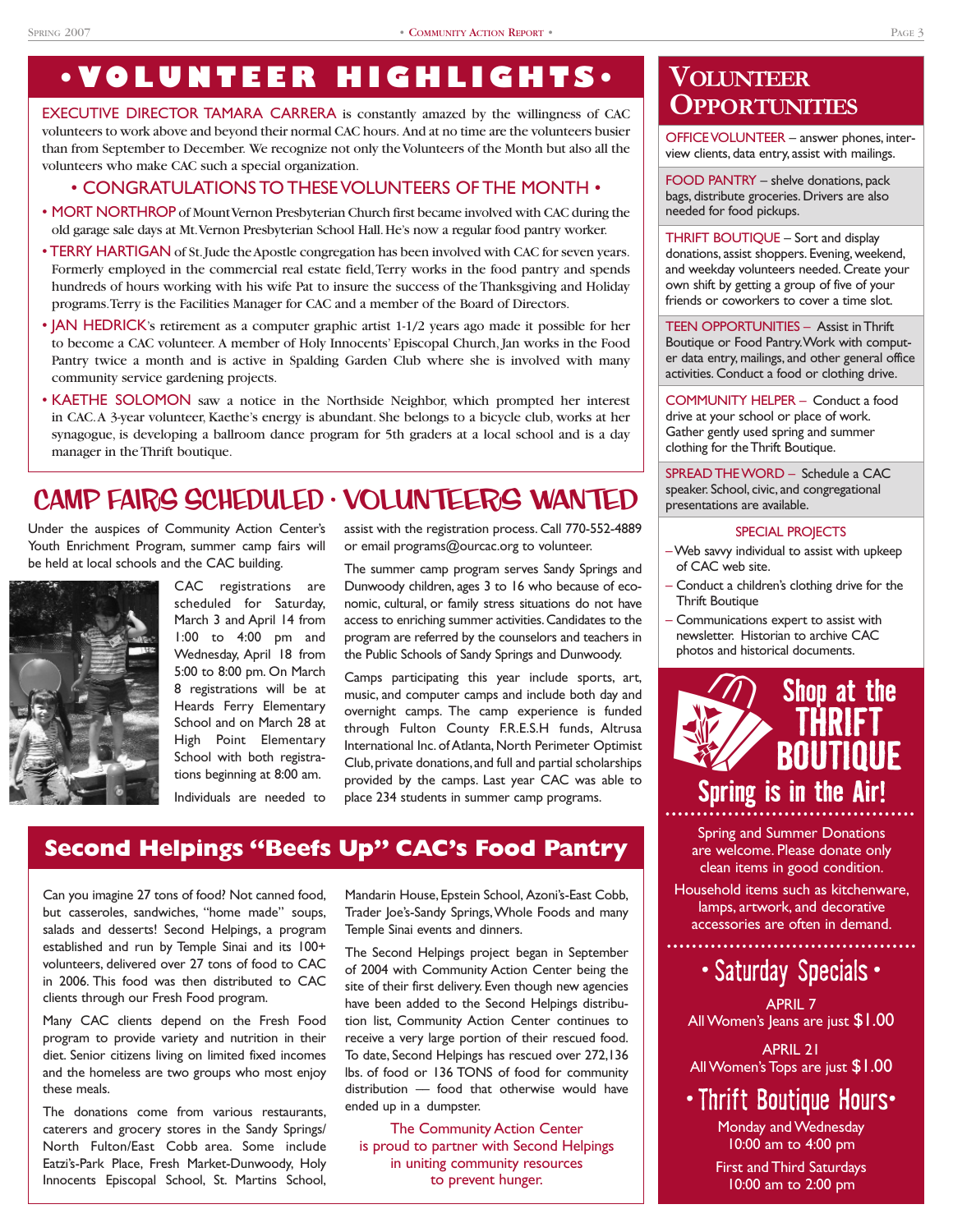# • VOLUNTEER HIGHLIGHTS •

EXECUTIVE DIRECTOR TAMARA CARRERA is constantly amazed by the willingness of CAC volunteers to work above and beyond their normal CAC hours. And at no time are the volunteers busier than from September to December. We recognize not only the Volunteers of the Month but also all the volunteers who make CAC such a special organization.

### • CONGRATULATIONS TO THESE VOLUNTEERS OF THE MONTH •

- MORT NORTHROP of Mount Vernon Presbyterian Church first became involved with CAC during the old garage sale days at Mt. Vernon Presbyterian School Hall. He's now a regular food pantry worker.
- TERRY HARTIGAN of St. Jude the Apostle congregation has been involved with CAC for seven years. Formerly employed in the commercial real estate field, Terry works in the food pantry and spends hundreds of hours working with his wife Pat to insure the success of the Thanksgiving and Holiday programs. Terry is the Facilities Manager for CAC and a member of the Board of Directors.
- JAN HEDRICK's retirement as a computer graphic artist 1-1/2 years ago made it possible for her to become a CAC volunteer. A member of Holy Innocents' Episcopal Church, Jan works in the Food Pantry twice a month and is active in Spalding Garden Club where she is involved with many community service gardening projects.
- KAETHE SOLOMON saw a notice in the Northside Neighbor, which prompted her interest in CAC. A 3-year volunteer, Kaethe's energy is abundant. She belongs to a bicycle club, works at her synagogue, is developing a ballroom dance program for 5th graders at a local school and is a day manager in the Thrift boutique.

## CAMP FAIRS SCHEDULED · VOLUNTEERS WANTED

Under the auspices of Community Action Center's Youth Enrichment Program, summer camp fairs will be held at local schools and the CAC building.

CAC registrations are scheduled for Saturday, March 3 and April 14 from 1:00 to 4:00 pm and Wednesday, April 18 from 5:00 to 8:00 pm. On March 8 registrations will be at Heards Ferry Elementary School and on March 28 at High Point Elementary School with both registrations beginning at 8:00 am.

Individuals are needed to assist with the registration process. Call 770-552-4889 or email programs@ourcac.org to volunteer.

The summer camp program serves Sandy Springs and Dunwoody children, ages 3 to 16 who because of economic, cultural, or family stress situations do not have access to enriching summer activities. Candidates to the program are referred by the counselors and teachers in the Public Schools of Sandy Springs and Dunwoody.

Camps participating this year include sports, art, music, and computer camps and include both day and overnight camps. The camp experience is funded through Fulton County F.R.E.S.H funds, Altrusa International Inc. of Atlanta, North Perimeter Optimist Club, private donations, and full and partial scholarships provided by the camps. Last year CAC was able to place 234 students in summer camp programs.

## Second Helpings "Beefs Up" CAC's Food Pantry

Can you imagine 27 tons of food? Not canned food, but casseroles, sandwiches, "home made" soups, salads and desserts! Second Helpings, a program established and run by Temple Sinai and its 100+ volunteers, delivered over 27 tons of food to CAC in 2006. This food was then distributed to CAC clients through our Fresh Food program.

Many CAC clients depend on the Fresh Food program to provide variety and nutrition in their diet. Senior citizens living on limited fixed incomes and the homeless are two groups who most enjoy these meals.

The donations come from various restaurants, caterers and grocery stores in the Sandy Springs/North Fulton/East Cobb area. Some include Eatzi's-Park Place, Fresh Market-Dunwoody, Holy Innocents Episcopal School, St. Martins School, Mandarin House, Epstein School, Azoni's-East Cobb, Trader Joe's-Sandy Springs, Whole Foods and many Temple Sinai events and dinners.

The Second Helpings project began in September of 2004 with Community Action Center being the site of their first delivery. Even though new agencies have been added to the Second Helpings distribution list, Community Action Center continues to receive a very large portion of their rescued food. To date, Second Helpings has rescued over 272,136 lbs. of food or 136 TONS of food for community distribution — food that otherwise would have ended up in a dumpster.

The Community Action Center is proud to partner with Second Helpings in uniting community resources to prevent hunger.

## VOLUNTEER OPPORTUNITIES

OFFICE VOLUNTEER – answer phones, interview clients, data entry, assist with mailings.

FOOD PANTRY – shelve donations, pack bags, distribute groceries. Drivers are also needed for food pickups.

THRIFT BOUTIQUE – Sort and display donations, assist shoppers. Evening, weekend, and weekday volunteers needed. Create your own shift by getting a group of five of your friends or coworkers to cover a time slot.

TEEN OPPORTUNITIES – Assist in Thrift Boutique or Food Pantry. Work with computer data entry, mailings, and other general office activities. Conduct a food or clothing drive.

COMMUNITY HELPER – Conduct a food drive at your school or place of work. Gather gently used spring and summer clothing for the Thrift Boutique.

SPREAD THE WORD – Schedule a CAC speaker. School, civic, and congregational presentations are available.

### SPECIAL PROJECTS

- Web savvy individual to assist with upkeep of CAC web site.
- Conduct a children's clothing drive for the Thrift Boutique
- Communications expert to assist with newsletter. Historian to archive CAC photos and historical documents.

## Shop at the THRIFT BOUTIQUE

### Spring is in the Air!

Spring and Summer Donations are welcome. Please donate only clean items in good condition.

Household items such as kitchenware, lamps, artwork, and decorative accessories are often in demand.

### • Saturday Specials •

APRIL 7
All Women's Jeans are just $1.00

APRIL 21
All Women's Tops are just $1.00

### • Thrift Boutique Hours •

Monday and Wednesday
10:00 am to 4:00 pm

First and Third Saturdays
10:00 am to 2:00 pm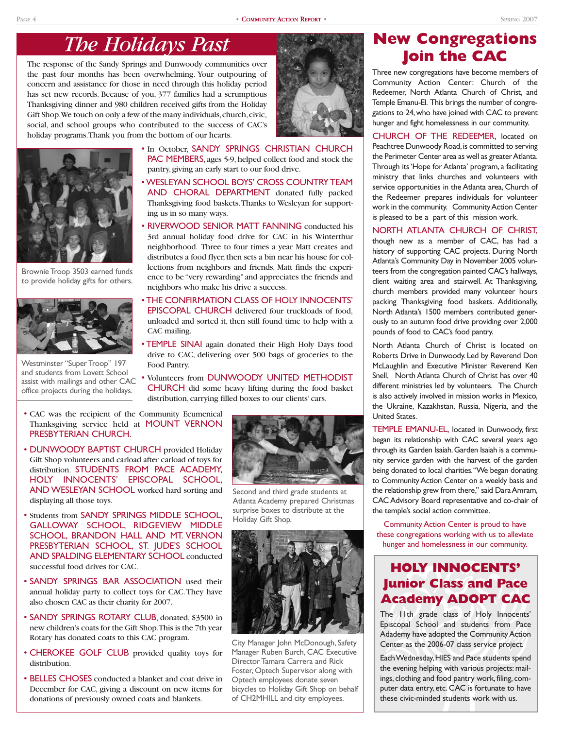# The Holidays Past

The response of the Sandy Springs and Dunwoody communities over the past four months has been overwhelming. Your outpouring of concern and assistance for those in need through this holiday period has set new records. Because of you, 377 families had a scrumptious Thanksgiving dinner and 980 children received gifts from the Holiday Gift Shop. We touch on only a few of the many individuals, church, civic, social, and school groups who contributed to the success of CAC's holiday programs. Thank you from the bottom of our hearts.

Brownie Troop 3503 earned funds to provide holiday gifts for others.

Westminster "Super Troop" 197 and students from Lovett School assist with mailings and other CAC office projects during the holidays.

- In October, SANDY SPRINGS CHRISTIAN CHURCH PAC MEMBERS, ages 5-9, helped collect food and stock the pantry, giving an early start to our food drive.
- WESLEYAN SCHOOL BOYS' CROSS COUNTRY TEAM AND CHORAL DEPARTMENT donated fully packed Thanksgiving food baskets. Thanks to Wesleyan for supporting us in so many ways.
- RIVERWOOD SENIOR MATT FANNING conducted his 3rd annual holiday food drive for CAC in his Winterthur neighborhood. Three to four times a year Matt creates and distributes a food flyer, then sets a bin near his house for collections from neighbors and friends. Matt finds the experience to be "very rewarding" and appreciates the friends and neighbors who make his drive a success.
- THE CONFIRMATION CLASS OF HOLY INNOCENTS' EPISCOPAL CHURCH delivered four truckloads of food, unloaded and sorted it, then still found time to help with a CAC mailing.
- TEMPLE SINAI again donated their High Holy Days food drive to CAC, delivering over 500 bags of groceries to the Food Pantry.
- Volunteers from DUNWOODY UNITED METHODIST CHURCH did some heavy lifting during the food basket distribution, carrying filled boxes to our clients' cars.
- CAC was the recipient of the Community Ecumenical Thanksgiving service held at MOUNT VERNON PRESBYTERIAN CHURCH.
- DUNWOODY BAPTIST CHURCH provided Holiday Gift Shop volunteers and carload after carload of toys for distribution. STUDENTS FROM PACE ACADEMY, HOLY INNOCENTS' EPISCOPAL SCHOOL, AND WESLEYAN SCHOOL worked hard sorting and displaying all those toys.
- Students from SANDY SPRINGS MIDDLE SCHOOL, GALLOWAY SCHOOL, RIDGEVIEW MIDDLE SCHOOL, BRANDON HALL AND MT. VERNON PRESBYTERIAN SCHOOL, ST. JUDE'S SCHOOL AND SPALDING ELEMENTARY SCHOOL conducted successful food drives for CAC.
- SANDY SPRINGS BAR ASSOCIATION used their annual holiday party to collect toys for CAC. They have also chosen CAC as their charity for 2007.
- SANDY SPRINGS ROTARY CLUB, donated, $3500 in new children's coats for the Gift Shop. This is the 7th year Rotary has donated coats to this CAC program.
- CHEROKEE GOLF CLUB provided quality toys for distribution.
- BELLES CHOSES conducted a blanket and coat drive in December for CAC, giving a discount on new items for donations of previously owned coats and blankets.

Second and third grade students at Atlanta Academy prepared Christmas surprise boxes to distribute at the Holiday Gift Shop.

City Manager John McDonough, Safety Manager Ruben Burch, CAC Executive Director Tamara Carrera and Rick Foster, Optech Supervisor along with Optech employees donate seven bicycles to Holiday Gift Shop on behalf of CH2MHILL and city employees.

# New Congregations Join the CAC

Three new congregations have become members of Community Action Center: Church of the Redeemer, North Atlanta Church of Christ, and Temple Emanu-El. This brings the number of congregations to 24, who have joined with CAC to prevent hunger and fight homelessness in our community.

CHURCH OF THE REDEEMER, located on Peachtree Dunwoody Road, is committed to serving the Perimeter Center area as well as greater Atlanta. Through its 'Hope for Atlanta' program, a facilitating ministry that links churches and volunteers with service opportunities in the Atlanta area, Church of the Redeemer prepares individuals for volunteer work in the community. Community Action Center is pleased to be a part of this mission work.

NORTH ATLANTA CHURCH OF CHRIST, though new as a member of CAC, has had a history of supporting CAC projects. During North Atlanta's Community Day in November 2005 volunteers from the congregation painted CAC's hallways, client waiting area and stairwell. At Thanksgiving, church members provided many volunteer hours packing Thanksgiving food baskets. Additionally, North Atlanta's 1500 members contributed generously to an autumn food drive providing over 2,000 pounds of food to CAC's food pantry.

North Atlanta Church of Christ is located on Roberts Drive in Dunwoody. Led by Reverend Don McLaughlin and Executive Minister Reverend Ken Snell, North Atlanta Church of Christ has over 40 different ministries led by volunteers. The Church is also actively involved in mission works in Mexico, the Ukraine, Kazakhstan, Russia, Nigeria, and the United States.

TEMPLE EMANU-EL, located in Dunwoody, first began its relationship with CAC several years ago through its Garden Isaiah. Garden Isaiah is a community service garden with the harvest of the garden being donated to local charities. "We began donating to Community Action Center on a weekly basis and the relationship grew from there," said Dara Amram, CAC Advisory Board representative and co-chair of the temple's social action committee.

Community Action Center is proud to have these congregations working with us to alleviate hunger and homelessness in our community.

## HOLY INNOCENTS' Junior Class and Pace Academy ADOPT CAC

The 11th grade class of Holy Innocents' Episcopal School and students from Pace Adademy have adopted the Community Action Center as the 2006-07 class service project.

Each Wednesday, HIES and Pace students spend the evening helping with various projects: mailings, clothing and food pantry work, filing, computer data entry, etc. CAC is fortunate to have these civic-minded students work with us.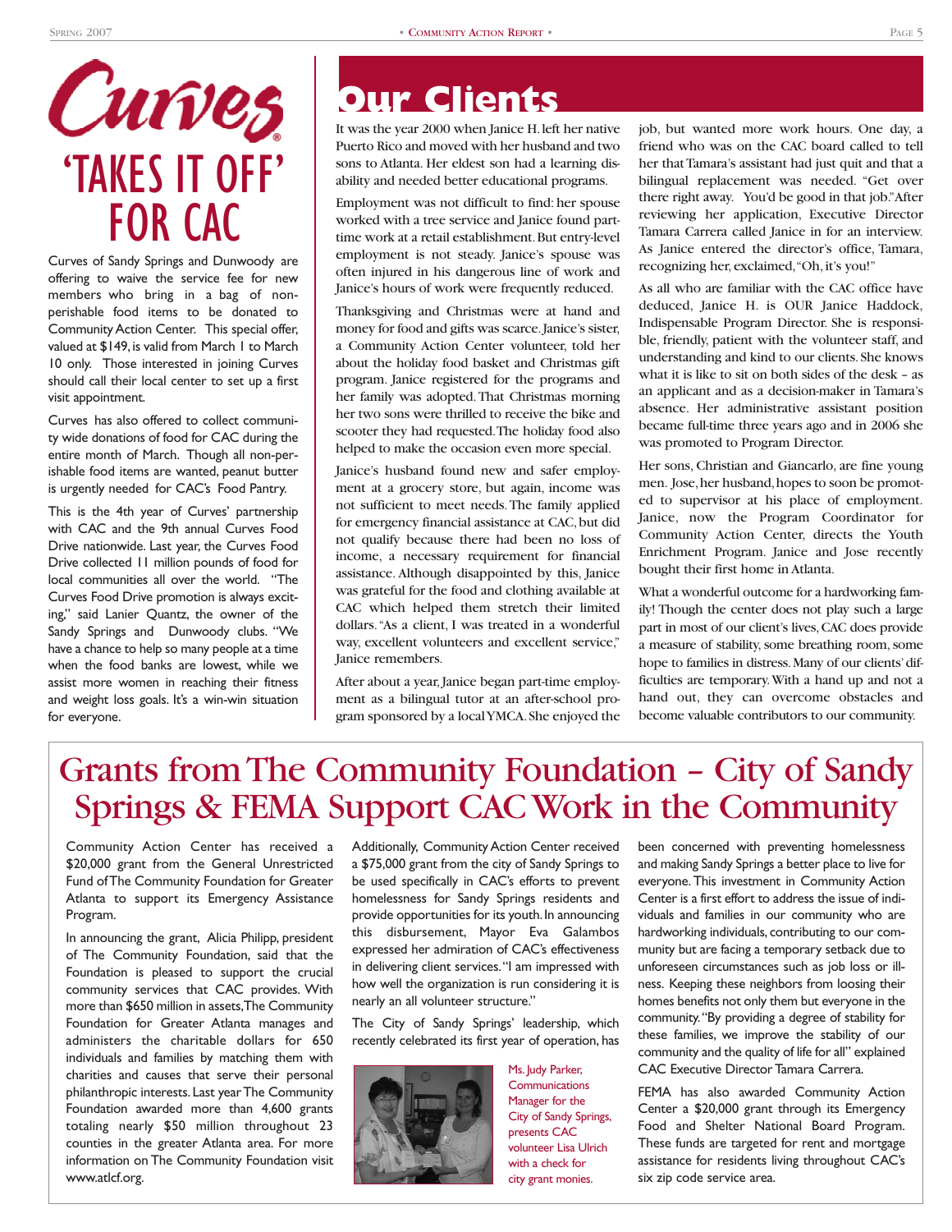# Curves 'TAKES IT OFF' FOR CAC

Curves of Sandy Springs and Dunwoody are offering to waive the service fee for new members who bring in a bag of non-perishable food items to be donated to Community Action Center. This special offer, valued at $149, is valid from March 1 to March 10 only. Those interested in joining Curves should call their local center to set up a first visit appointment.

Curves has also offered to collect community wide donations of food for CAC during the entire month of March. Though all non-perishable food items are wanted, peanut butter is urgently needed for CAC's Food Pantry.

This is the 4th year of Curves' partnership with CAC and the 9th annual Curves Food Drive nationwide. Last year, the Curves Food Drive collected 11 million pounds of food for local communities all over the world. "The Curves Food Drive promotion is always exciting," said Lanier Quantz, the owner of the Sandy Springs and Dunwoody clubs. "We have a chance to help so many people at a time when the food banks are lowest, while we assist more women in reaching their fitness and weight loss goals. It's a win-win situation for everyone.

# Our Clients

It was the year 2000 when Janice H. left her native Puerto Rico and moved with her husband and two sons to Atlanta. Her eldest son had a learning disability and needed better educational programs.

Employment was not difficult to find: her spouse worked with a tree service and Janice found part-time work at a retail establishment. But entry-level employment is not steady. Janice's spouse was often injured in his dangerous line of work and Janice's hours of work were frequently reduced.

Thanksgiving and Christmas were at hand and money for food and gifts was scarce. Janice's sister, a Community Action Center volunteer, told her about the holiday food basket and Christmas gift program. Janice registered for the programs and her family was adopted. That Christmas morning her two sons were thrilled to receive the bike and scooter they had requested. The holiday food also helped to make the occasion even more special.

Janice's husband found new and safer employment at a grocery store, but again, income was not sufficient to meet needs. The family applied for emergency financial assistance at CAC, but did not qualify because there had been no loss of income, a necessary requirement for financial assistance. Although disappointed by this, Janice was grateful for the food and clothing available at CAC which helped them stretch their limited dollars. "As a client, I was treated in a wonderful way, excellent volunteers and excellent service," Janice remembers.

After about a year, Janice began part-time employment as a bilingual tutor at an after-school program sponsored by a local YMCA. She enjoyed the job, but wanted more work hours. One day, a friend who was on the CAC board called to tell her that Tamara's assistant had just quit and that a bilingual replacement was needed. "Get over there right away. You'd be good in that job." After reviewing her application, Executive Director Tamara Carrera called Janice in for an interview. As Janice entered the director's office, Tamara, recognizing her, exclaimed, "Oh, it's you!"

As all who are familiar with the CAC office have deduced, Janice H. is OUR Janice Haddock, Indispensable Program Director. She is responsible, friendly, patient with the volunteer staff, and understanding and kind to our clients. She knows what it is like to sit on both sides of the desk – as an applicant and as a decision-maker in Tamara's absence. Her administrative assistant position became full-time three years ago and in 2006 she was promoted to Program Director.

Her sons, Christian and Giancarlo, are fine young men. Jose, her husband, hopes to soon be promoted to supervisor at his place of employment. Janice, now the Program Coordinator for Community Action Center, directs the Youth Enrichment Program. Janice and Jose recently bought their first home in Atlanta.

What a wonderful outcome for a hardworking family! Though the center does not play such a large part in most of our client's lives, CAC does provide a measure of stability, some breathing room, some hope to families in distress. Many of our clients' difficulties are temporary. With a hand up and not a hand out, they can overcome obstacles and become valuable contributors to our community.

# Grants from The Community Foundation – City of Sandy Springs & FEMA Support CAC Work in the Community

Community Action Center has received a $20,000 grant from the General Unrestricted Fund of The Community Foundation for Greater Atlanta to support its Emergency Assistance Program.

In announcing the grant, Alicia Philipp, president of The Community Foundation, said that the Foundation is pleased to support the crucial community services that CAC provides. With more than $650 million in assets, The Community Foundation for Greater Atlanta manages and administers the charitable dollars for 650 individuals and families by matching them with charities and causes that serve their personal philanthropic interests. Last year The Community Foundation awarded more than 4,600 grants totaling nearly $50 million throughout 23 counties in the greater Atlanta area. For more information on The Community Foundation visit www.atlcf.org.

Additionally, Community Action Center received a $75,000 grant from the city of Sandy Springs to be used specifically in CAC's efforts to prevent homelessness for Sandy Springs residents and provide opportunities for its youth. In announcing this disbursement, Mayor Eva Galambos expressed her admiration of CAC's effectiveness in delivering client services. "I am impressed with how well the organization is run considering it is nearly an all volunteer structure."

The City of Sandy Springs' leadership, which recently celebrated its first year of operation, has been concerned with preventing homelessness and making Sandy Springs a better place to live for everyone. This investment in Community Action Center is a first effort to address the issue of individuals and families in our community who are hardworking individuals, contributing to our community but are facing a temporary setback due to unforeseen circumstances such as job loss or illness. Keeping these neighbors from loosing their homes benefits not only them but everyone in the community. "By providing a degree of stability for these families, we improve the stability of our community and the quality of life for all" explained CAC Executive Director Tamara Carrera.

Ms. Judy Parker, Communications Manager for the City of Sandy Springs, presents CAC volunteer Lisa Ulrich with a check for city grant monies.

FEMA has also awarded Community Action Center a $20,000 grant through its Emergency Food and Shelter National Board Program. These funds are targeted for rent and mortgage assistance for residents living throughout CAC's six zip code service area.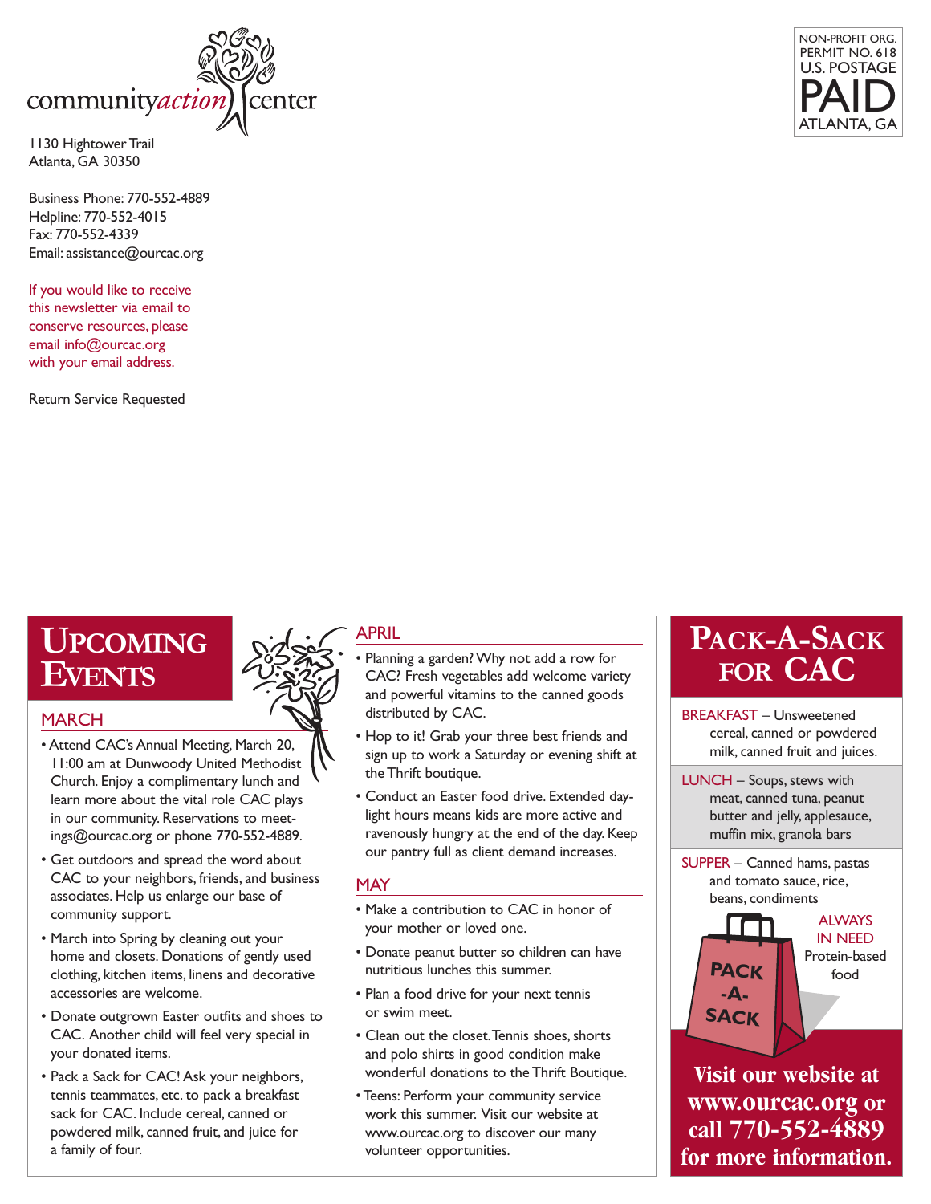community*action* center

1130 Hightower Trail
Atlanta, GA 30350

Business Phone: 770-552-4889
Helpline: 770-552-4015
Fax: 770-552-4339
Email: assistance@ourcac.org

If you would like to receive this newsletter via email to conserve resources, please email info@ourcac.org with your email address.

Return Service Requested

NON-PROFIT ORG.
PERMIT NO. 618
U.S. POSTAGE
PAID
ATLANTA, GA

# Upcoming Events

## MARCH

- Attend CAC's Annual Meeting, March 20, 11:00 am at Dunwoody United Methodist Church. Enjoy a complimentary lunch and learn more about the vital role CAC plays in our community. Reservations to meetings@ourcac.org or phone 770-552-4889.
- Get outdoors and spread the word about CAC to your neighbors, friends, and business associates. Help us enlarge our base of community support.
- March into Spring by cleaning out your home and closets. Donations of gently used clothing, kitchen items, linens and decorative accessories are welcome.
- Donate outgrown Easter outfits and shoes to CAC. Another child will feel very special in your donated items.
- Pack a Sack for CAC! Ask your neighbors, tennis teammates, etc. to pack a breakfast sack for CAC. Include cereal, canned or powdered milk, canned fruit, and juice for a family of four.

## APRIL

- Planning a garden? Why not add a row for CAC? Fresh vegetables add welcome variety and powerful vitamins to the canned goods distributed by CAC.
- Hop to it! Grab your three best friends and sign up to work a Saturday or evening shift at the Thrift boutique.
- Conduct an Easter food drive. Extended daylight hours means kids are more active and ravenously hungry at the end of the day. Keep our pantry full as client demand increases.

## MAY

- Make a contribution to CAC in honor of your mother or loved one.
- Donate peanut butter so children can have nutritious lunches this summer.
- Plan a food drive for your next tennis or swim meet.
- Clean out the closet. Tennis shoes, shorts and polo shirts in good condition make wonderful donations to the Thrift Boutique.
- Teens: Perform your community service work this summer. Visit our website at www.ourcac.org to discover our many volunteer opportunities.

# Pack-A-Sack for CAC

BREAKFAST – Unsweetened cereal, canned or powdered milk, canned fruit and juices.

LUNCH – Soups, stews with meat, canned tuna, peanut butter and jelly, applesauce, muffin mix, granola bars

SUPPER – Canned hams, pastas and tomato sauce, rice, beans, condiments

PACK -A- SACK

ALWAYS IN NEED
Protein-based food

**Visit our website at www.ourcac.org or call 770-552-4889 for more information.**